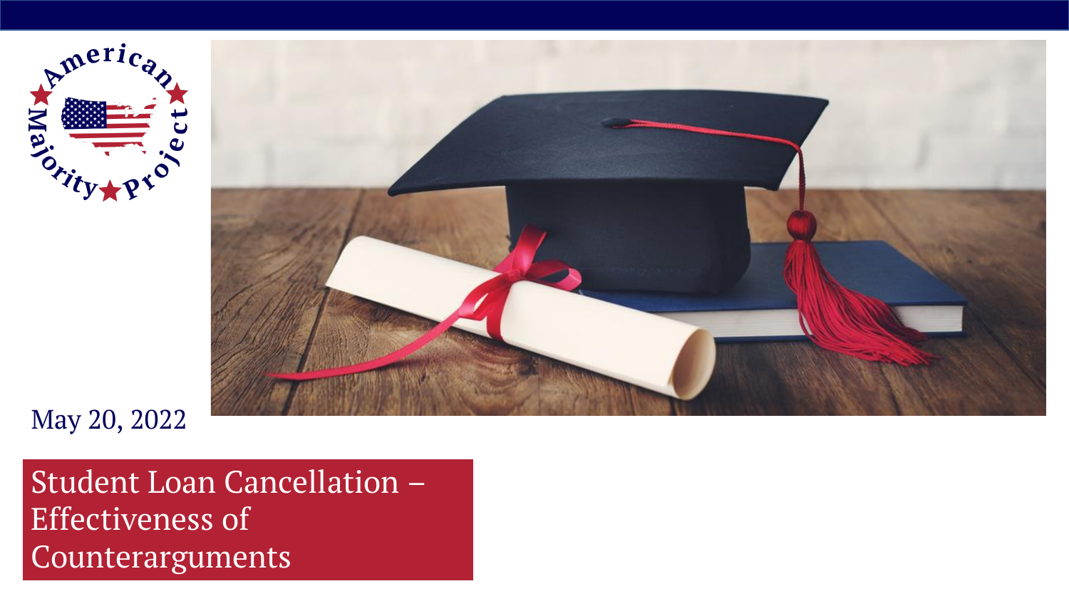May 20, 2022

# Student Loan Cancellation – Effectiveness of Counterarguments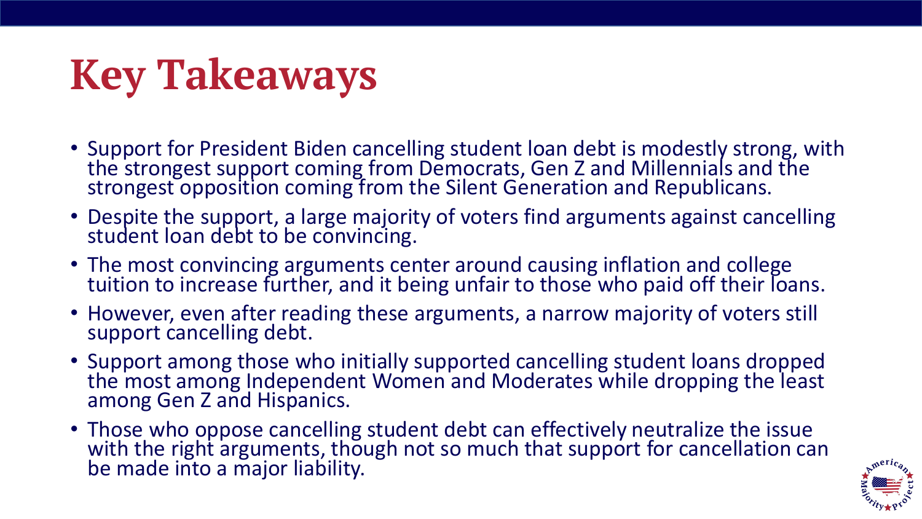# Key Takeaways

- Support for President Biden cancelling student loan debt is modestly strong, with the strongest support coming from Democrats, Gen Z and Millennials and the strongest opposition coming from the Silent Generation and Republicans.
- Despite the support, a large majority of voters find arguments against cancelling student loan debt to be convincing.
- The most convincing arguments center around causing inflation and college tuition to increase further, and it being unfair to those who paid off their loans.
- However, even after reading these arguments, a narrow majority of voters still support cancelling debt.
- Support among those who initially supported cancelling student loans dropped the most among Independent Women and Moderates while dropping the least among Gen Z and Hispanics.
- Those who oppose cancelling student debt can effectively neutralize the issue with the right arguments, though not so much that support for cancellation can be made into a major liability.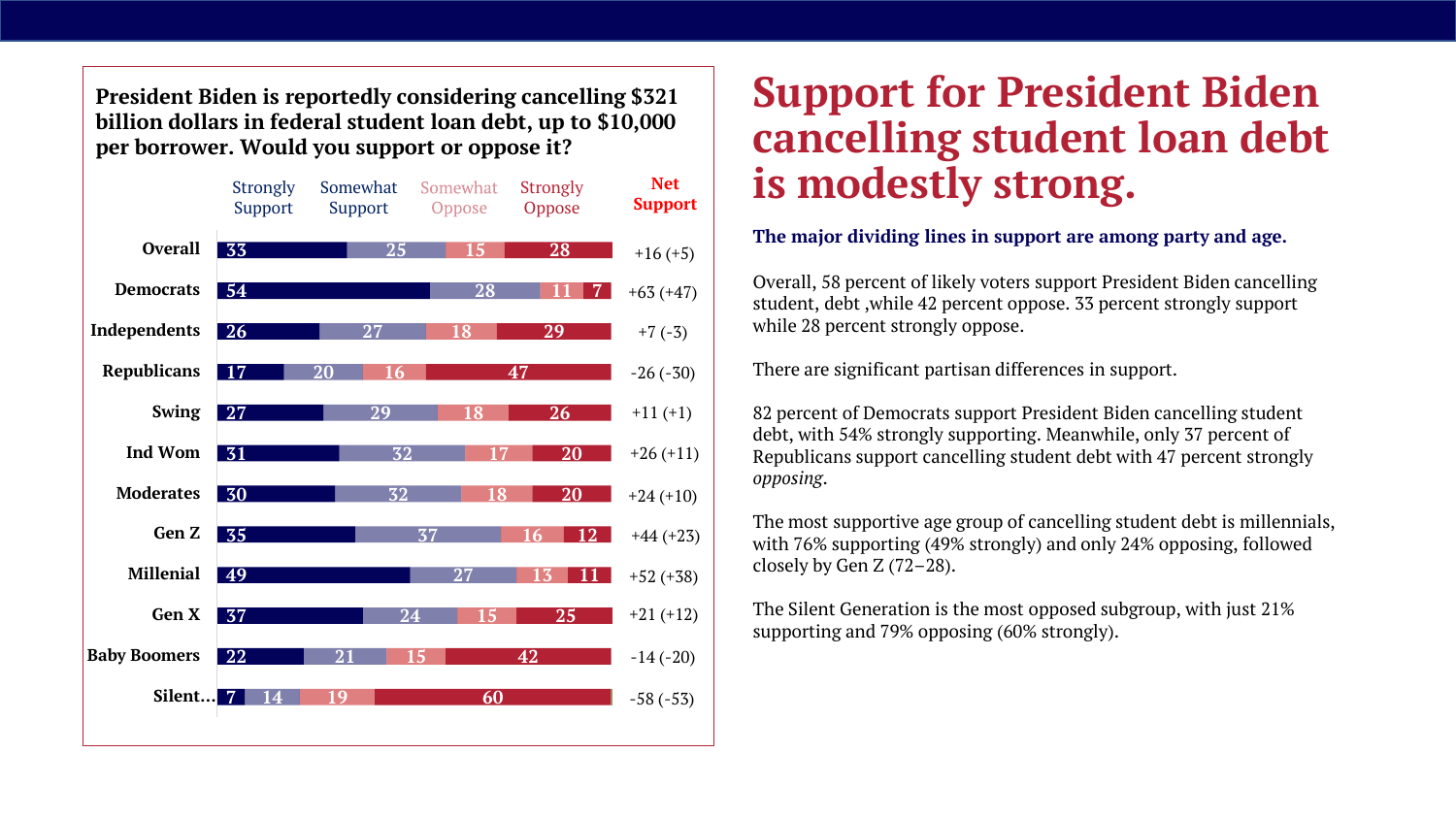# Support for President Biden cancelling student loan debt is modestly strong.

**President Biden is reportedly considering cancelling $321 billion dollars in federal student loan debt, up to $10,000 per borrower. Would you support or oppose it?**

| | Strongly Support | Somewhat Support | Somewhat Oppose | Strongly Oppose | Net Support |
|---|---|---|---|---|---|
| Overall | 33 | 25 | 15 | 28 | +16 (+5) |
| Democrats | 54 | 28 | 11 | 7 | +63 (+47) |
| Independents | 26 | 27 | 18 | 29 | +7 (-3) |
| Republicans | 17 | 20 | 16 | 47 | -26 (-30) |
| Swing | 27 | 29 | 18 | 26 | +11 (+1) |
| Ind Wom | 31 | 32 | 17 | 20 | +26 (+11) |
| Moderates | 30 | 32 | 18 | 20 | +24 (+10) |
| Gen Z | 35 | 37 | 16 | 12 | +44 (+23) |
| Millenial | 49 | 27 | 13 | 11 | +52 (+38) |
| Gen X | 37 | 24 | 15 | 25 | +21 (+12) |
| Baby Boomers | 22 | 21 | 15 | 42 | -14 (-20) |
| Silent... | 7 | 14 | 19 | 60 | -58 (-53) |

**The major dividing lines in support are among party and age.**

Overall, 58 percent of likely voters support President Biden cancelling student, debt ,while 42 percent oppose. 33 percent strongly support while 28 percent strongly oppose.

There are significant partisan differences in support.

82 percent of Democrats support President Biden cancelling student debt, with 54% strongly supporting. Meanwhile, only 37 percent of Republicans support cancelling student debt with 47 percent strongly *opposing*.

The most supportive age group of cancelling student debt is millennials, with 76% supporting (49% strongly) and only 24% opposing, followed closely by Gen Z (72–28).

The Silent Generation is the most opposed subgroup, with just 21% supporting and 79% opposing (60% strongly).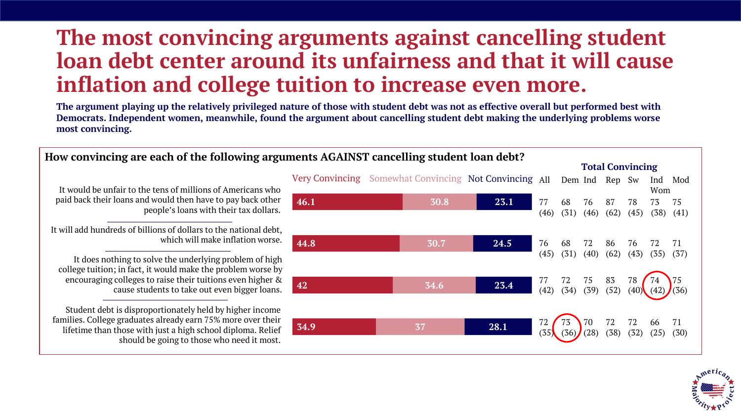# The most convincing arguments against cancelling student loan debt center around its unfairness and that it will cause inflation and college tuition to increase even more.

**The argument playing up the relatively privileged nature of those with student debt was not as effective overall but performed best with Democrats. Independent women, meanwhile, found the argument about cancelling student debt making the underlying problems worse most convincing.**

**How convincing are each of the following arguments AGAINST cancelling student loan debt?**

| Argument | Very Convincing | Somewhat Convincing | Not Convincing | Total Convincing: All | Dem | Ind | Rep | Sw | Ind Wom | Mod |
|---|---|---|---|---|---|---|---|---|---|---|
| It would be unfair to the tens of millions of Americans who paid back their loans and would then have to pay back other people's loans with their tax dollars. | 46.1 | 30.8 | 23.1 | 77 (46) | 68 (31) | 76 (46) | 87 (62) | 78 (45) | 73 (38) | 75 (41) |
| It will add hundreds of billions of dollars to the national debt, which will make inflation worse. | 44.8 | 30.7 | 24.5 | 76 (45) | 68 (31) | 72 (40) | 86 (62) | 76 (43) | 72 (35) | 71 (37) |
| It does nothing to solve the underlying problem of high college tuition; in fact, it would make the problem worse by encouraging colleges to raise their tuitions even higher & cause students to take out even bigger loans. | 42 | 34.6 | 23.4 | 77 (42) | 72 (34) | 75 (39) | 83 (52) | 78 (40) | 74 (42) | 75 (36) |
| Student debt is disproportionately held by higher income families. College graduates already earn 75% more over their lifetime than those with just a high school diploma. Relief should be going to those who need it most. | 34.9 | 37 | 28.1 | 72 (35) | 73 (36) | 70 (28) | 72 (38) | 72 (32) | 66 (25) | 71 (30) |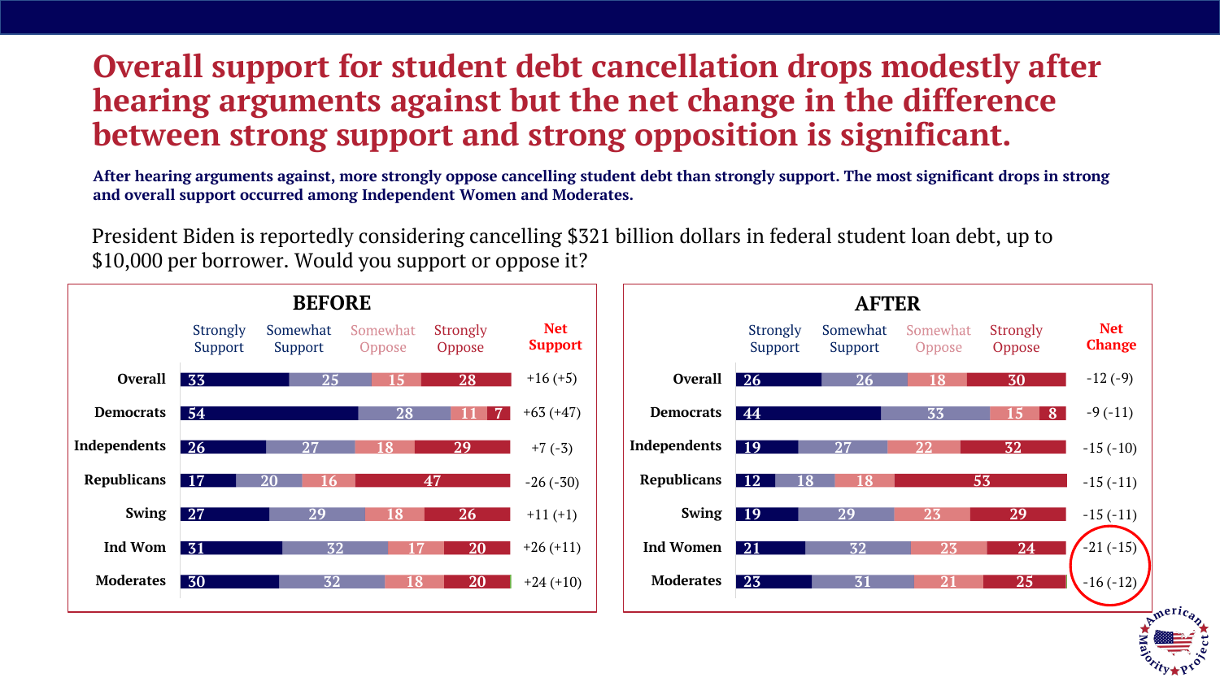# Overall support for student debt cancellation drops modestly after hearing arguments against but the net change in the difference between strong support and strong opposition is significant.

**After hearing arguments against, more strongly oppose cancelling student debt than strongly support. The most significant drops in strong and overall support occurred among Independent Women and Moderates.**

President Biden is reportedly considering cancelling $321 billion dollars in federal student loan debt, up to $10,000 per borrower. Would you support or oppose it?

### BEFORE

| | Strongly Support | Somewhat Support | Somewhat Oppose | Strongly Oppose | Net Support |
|---|---|---|---|---|---|
| Overall | 33 | 25 | 15 | 28 | +16 (+5) |
| Democrats | 54 | 28 | 11 | 7 | +63 (+47) |
| Independents | 26 | 27 | 18 | 29 | +7 (-3) |
| Republicans | 17 | 20 | 16 | 47 | -26 (-30) |
| Swing | 27 | 29 | 18 | 26 | +11 (+1) |
| Ind Wom | 31 | 32 | 17 | 20 | +26 (+11) |
| Moderates | 30 | 32 | 18 | 20 | +24 (+10) |

### AFTER

| | Strongly Support | Somewhat Support | Somewhat Oppose | Strongly Oppose | Net Change |
|---|---|---|---|---|---|
| Overall | 26 | 26 | 18 | 30 | -12 (-9) |
| Democrats | 44 | 33 | 15 | 8 | -9 (-11) |
| Independents | 19 | 27 | 22 | 32 | -15 (-10) |
| Republicans | 12 | 18 | 18 | 53 | -15 (-11) |
| Swing | 19 | 29 | 23 | 29 | -15 (-11) |
| Ind Women | 21 | 32 | 23 | 24 | -21 (-15) |
| Moderates | 23 | 31 | 21 | 25 | -16 (-12) |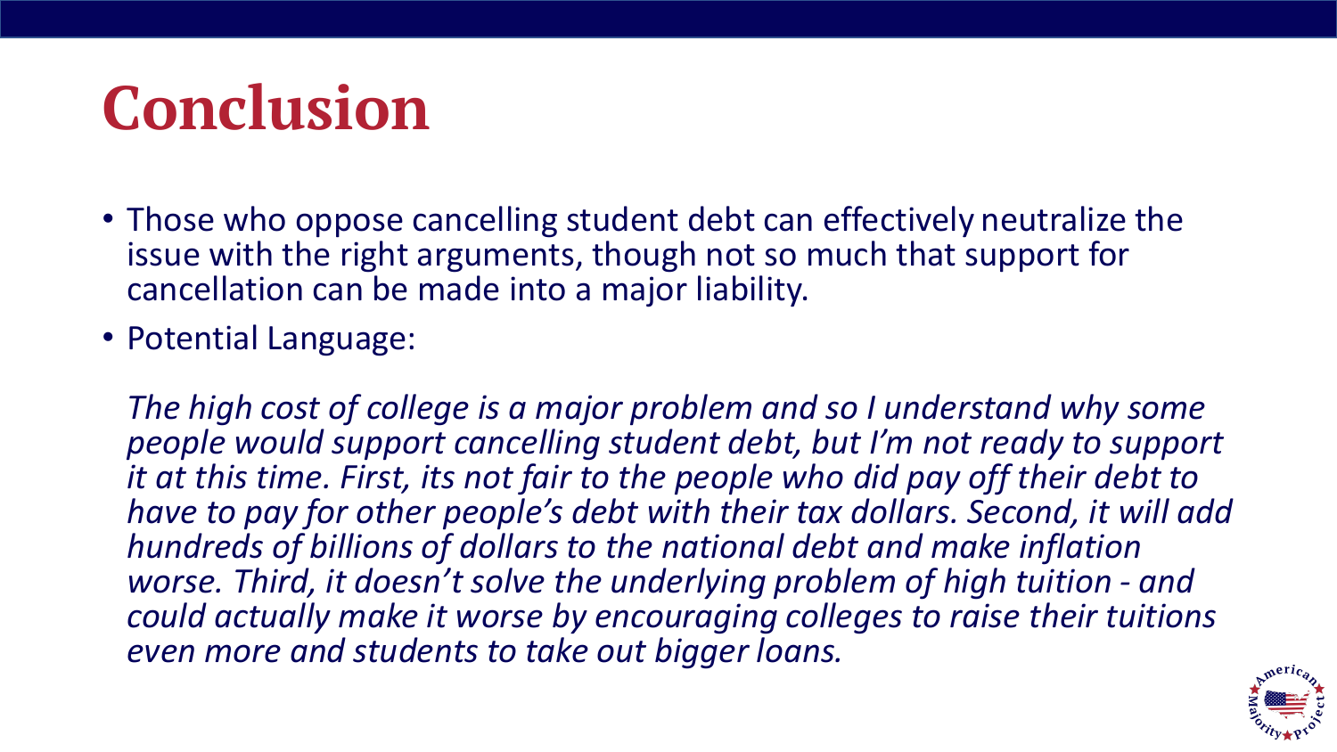# Conclusion

- Those who oppose cancelling student debt can effectively neutralize the issue with the right arguments, though not so much that support for cancellation can be made into a major liability.
- Potential Language:

  *The high cost of college is a major problem and so I understand why some people would support cancelling student debt, but I'm not ready to support it at this time. First, its not fair to the people who did pay off their debt to have to pay for other people's debt with their tax dollars. Second, it will add hundreds of billions of dollars to the national debt and make inflation worse. Third, it doesn't solve the underlying problem of high tuition - and could actually make it worse by encouraging colleges to raise their tuitions even more and students to take out bigger loans.*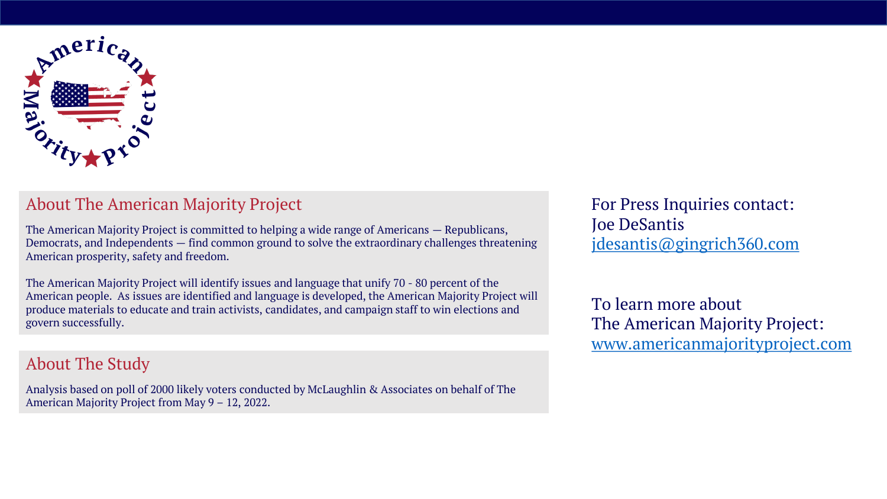## About The American Majority Project

The American Majority Project is committed to helping a wide range of Americans — Republicans, Democrats, and Independents — find common ground to solve the extraordinary challenges threatening American prosperity, safety and freedom.

The American Majority Project will identify issues and language that unify 70 - 80 percent of the American people. As issues are identified and language is developed, the American Majority Project will produce materials to educate and train activists, candidates, and campaign staff to win elections and govern successfully.

## About The Study

Analysis based on poll of 2000 likely voters conducted by McLaughlin & Associates on behalf of The American Majority Project from May 9 – 12, 2022.

For Press Inquiries contact:
Joe DeSantis
jdesantis@gingrich360.com

To learn more about
The American Majority Project:
www.americanmajorityproject.com